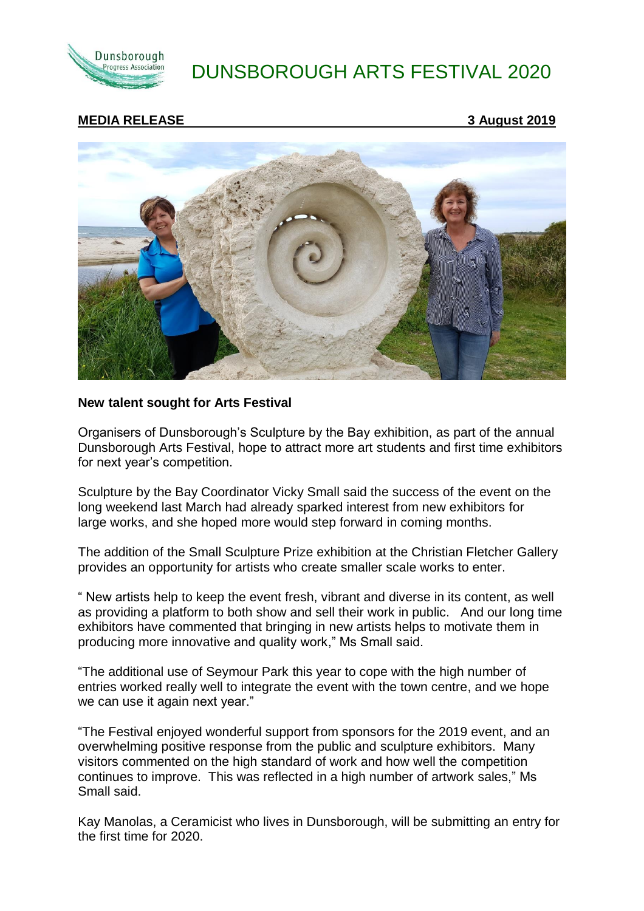# DUNSBOROUGH ARTS FESTIVAL 2020

**MEDIA RELEASE** **3 August 2019**

**New talent sought for Arts Festival**

Organisers of Dunsborough's Sculpture by the Bay exhibition, as part of the annual Dunsborough Arts Festival, hope to attract more art students and first time exhibitors for next year's competition.

Sculpture by the Bay Coordinator Vicky Small said the success of the event on the long weekend last March had already sparked interest from new exhibitors for large works, and she hoped more would step forward in coming months.

The addition of the Small Sculpture Prize exhibition at the Christian Fletcher Gallery provides an opportunity for artists who create smaller scale works to enter.

" New artists help to keep the event fresh, vibrant and diverse in its content, as well as providing a platform to both show and sell their work in public. And our long time exhibitors have commented that bringing in new artists helps to motivate them in producing more innovative and quality work," Ms Small said.

"The additional use of Seymour Park this year to cope with the high number of entries worked really well to integrate the event with the town centre, and we hope we can use it again next year."

"The Festival enjoyed wonderful support from sponsors for the 2019 event, and an overwhelming positive response from the public and sculpture exhibitors. Many visitors commented on the high standard of work and how well the competition continues to improve. This was reflected in a high number of artwork sales," Ms Small said.

Kay Manolas, a Ceramicist who lives in Dunsborough, will be submitting an entry for the first time for 2020.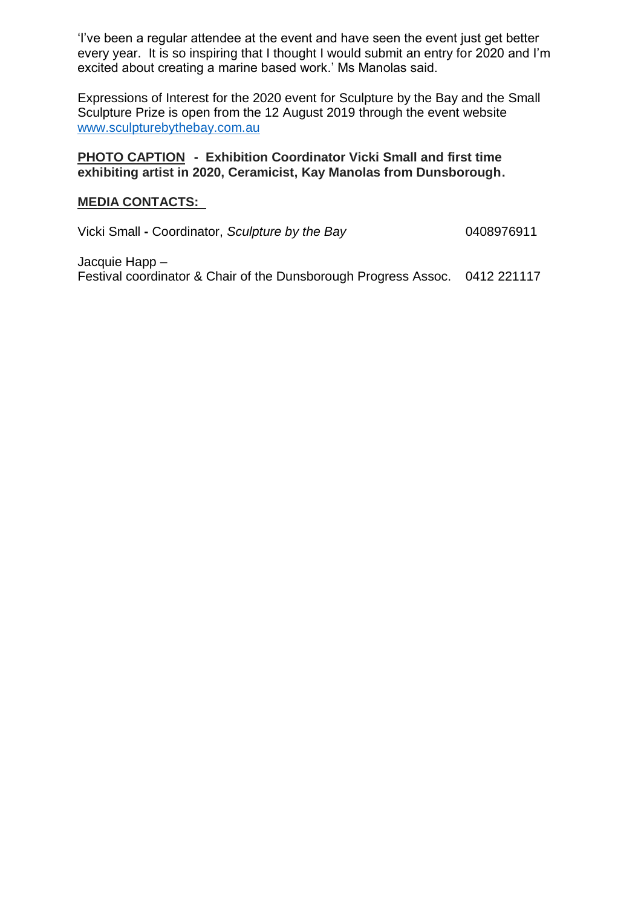'I've been a regular attendee at the event and have seen the event just get better every year. It is so inspiring that I thought I would submit an entry for 2020 and I'm excited about creating a marine based work.' Ms Manolas said.

Expressions of Interest for the 2020 event for Sculpture by the Bay and the Small Sculpture Prize is open from the 12 August 2019 through the event website [www.sculpturebythebay.com.au](http://www.sculpturebythebay.com.au)

**PHOTO CAPTION - Exhibition Coordinator Vicki Small and first time exhibiting artist in 2020, Ceramicist, Kay Manolas from Dunsborough.**

**MEDIA CONTACTS:**

Vicki Small **-** Coordinator, *Sculpture by the Bay* 0408976911

Jacquie Happ –
Festival coordinator & Chair of the Dunsborough Progress Assoc. 0412 221117